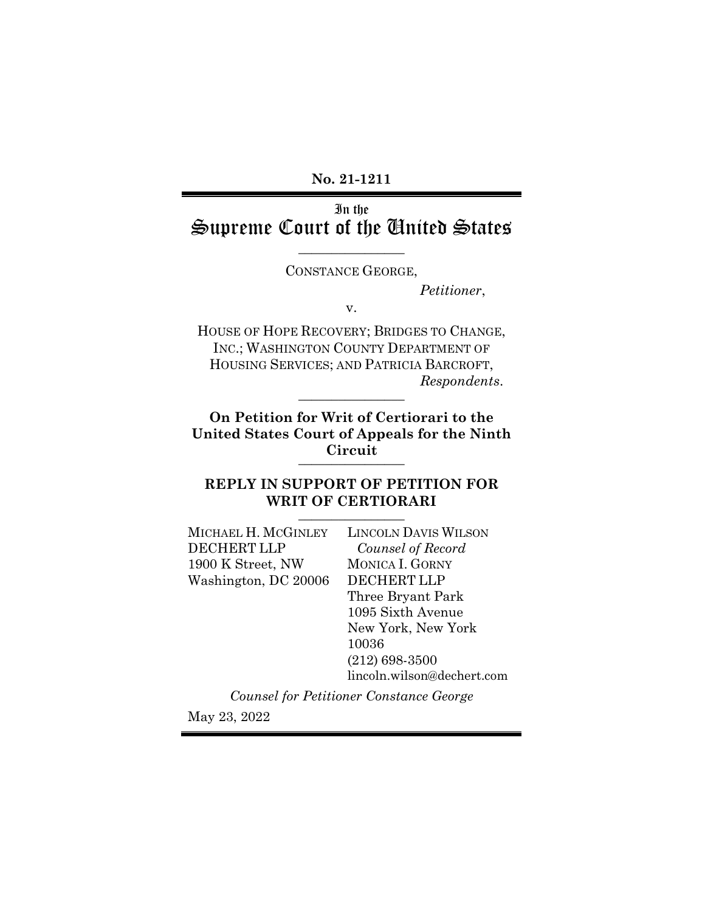**No. 21-1211**

# In the Supreme Court of the United States

---

CONSTANCE GEORGE,

*Petitioner*,

v.

HOUSE OF HOPE RECOVERY; BRIDGES TO CHANGE, INC.; WASHINGTON COUNTY DEPARTMENT OF HOUSING SERVICES; AND PATRICIA BARCROFT,

*Respondents*.

---

**On Petition for Writ of Certiorari to the United States Court of Appeals for the Ninth Circuit**

---

## REPLY IN SUPPORT OF PETITION FOR WRIT OF CERTIORARI

---

MICHAEL H. MCGINLEY
DECHERT LLP
1900 K Street, NW
Washington, DC 20006

LINCOLN DAVIS WILSON
*Counsel of Record*
MONICA I. GORNY
DECHERT LLP
Three Bryant Park
1095 Sixth Avenue
New York, New York 10036
(212) 698-3500
lincoln.wilson@dechert.com

*Counsel for Petitioner Constance George*

May 23, 2022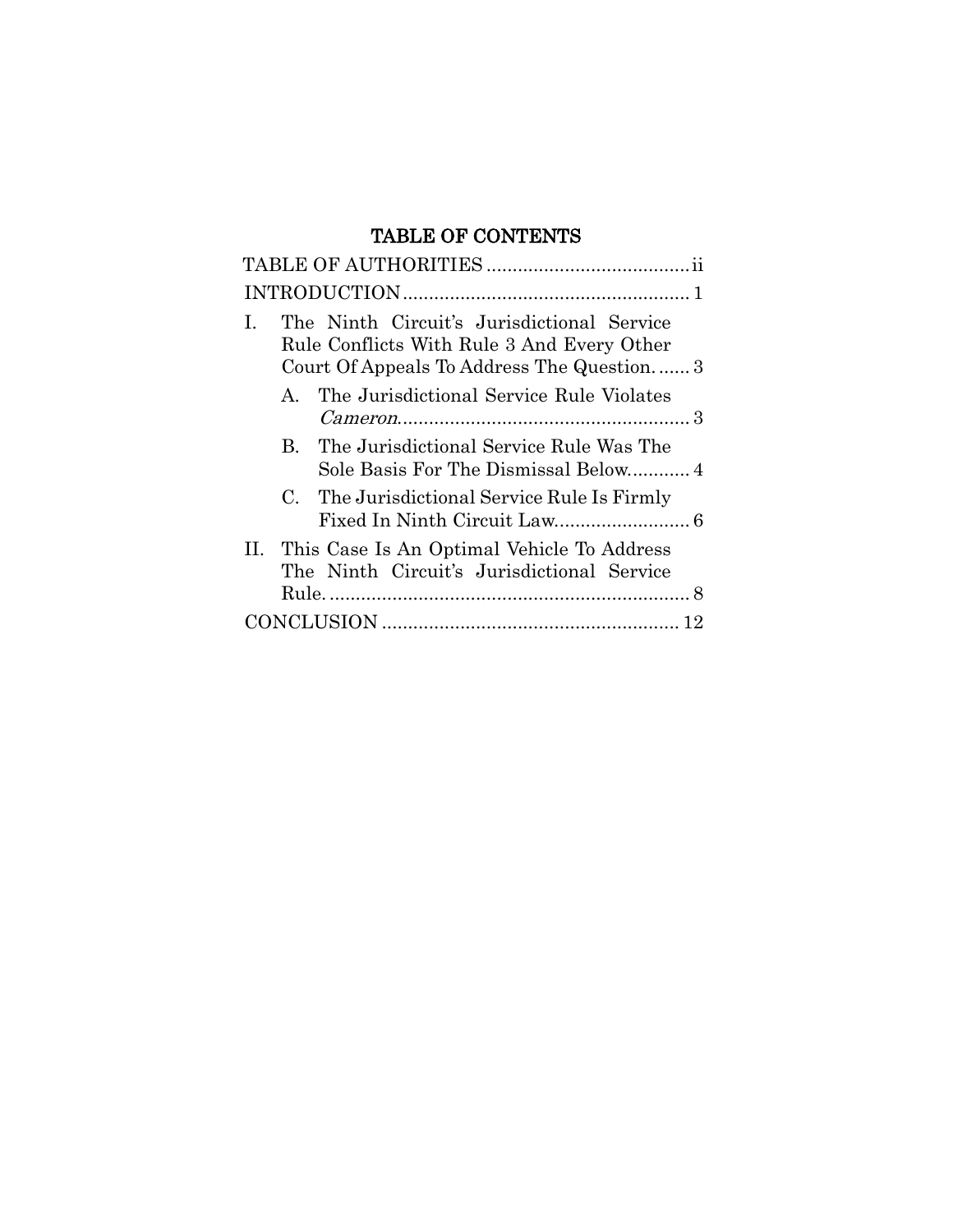# TABLE OF CONTENTS

TABLE OF AUTHORITIES ....................................... ii

INTRODUCTION ....................................................... 1

I. The Ninth Circuit's Jurisdictional Service Rule Conflicts With Rule 3 And Every Other Court Of Appeals To Address The Question. ...... 3

   A. The Jurisdictional Service Rule Violates *Cameron*. ....................................................... 3

   B. The Jurisdictional Service Rule Was The Sole Basis For The Dismissal Below. ........... 4

   C. The Jurisdictional Service Rule Is Firmly Fixed In Ninth Circuit Law. ......................... 6

II. This Case Is An Optimal Vehicle To Address The Ninth Circuit's Jurisdictional Service Rule. ..................................................................... 8

CONCLUSION ........................................................ 12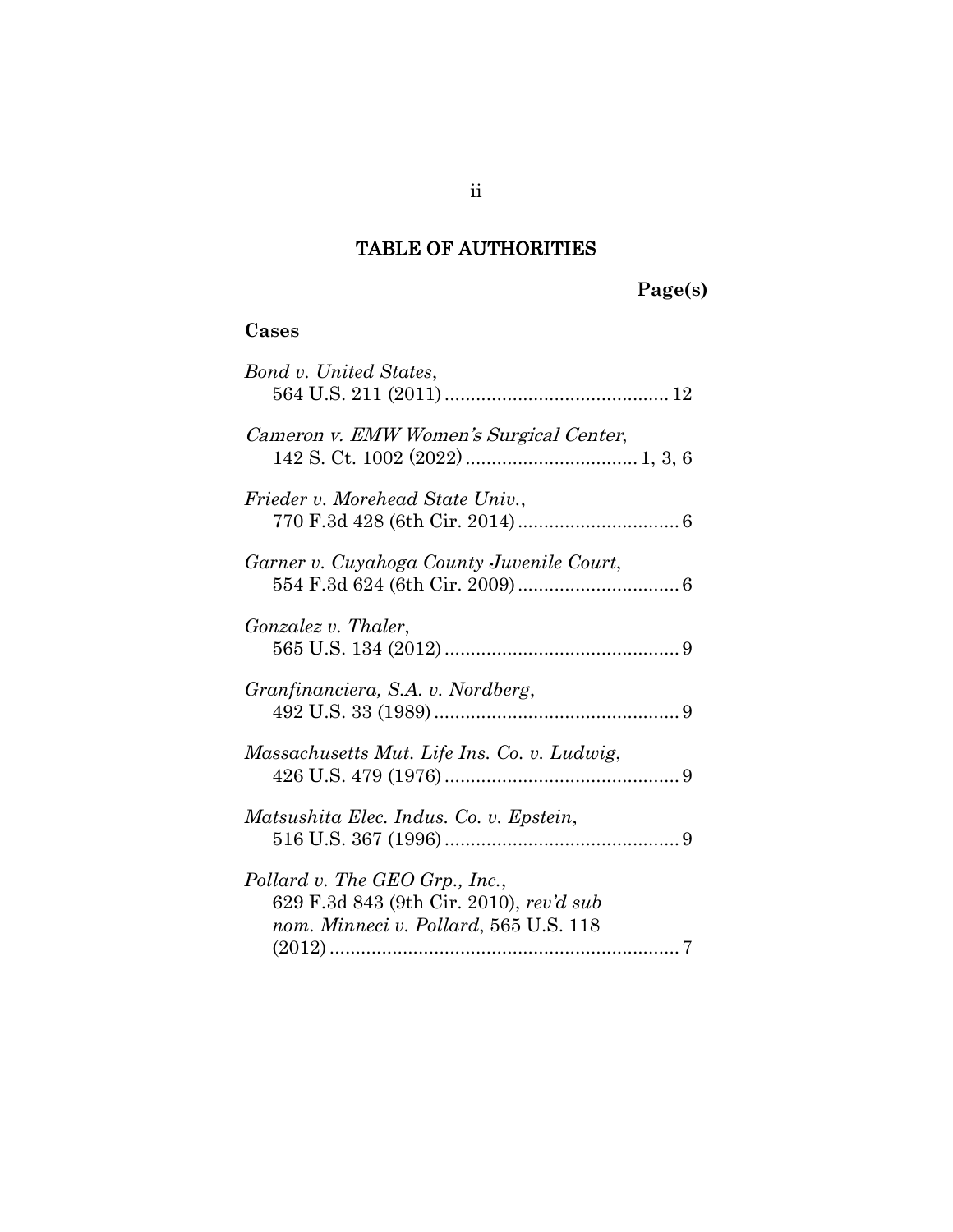# TABLE OF AUTHORITIES

**Page(s)**

**Cases**

*Bond v. United States*,
564 U.S. 211 (2011) .......................................... 12

*Cameron v. EMW Women's Surgical Center*,
142 S. Ct. 1002 (2022) ................................ 1, 3, 6

*Frieder v. Morehead State Univ.*,
770 F.3d 428 (6th Cir. 2014) .............................. 6

*Garner v. Cuyahoga County Juvenile Court*,
554 F.3d 624 (6th Cir. 2009) .............................. 6

*Gonzalez v. Thaler*,
565 U.S. 134 (2012) ............................................ 9

*Granfinanciera, S.A. v. Nordberg*,
492 U.S. 33 (1989) .............................................. 9

*Massachusetts Mut. Life Ins. Co. v. Ludwig*,
426 U.S. 479 (1976) ............................................ 9

*Matsushita Elec. Indus. Co. v. Epstein*,
516 U.S. 367 (1996) ............................................ 9

*Pollard v. The GEO Grp., Inc.*,
629 F.3d 843 (9th Cir. 2010), *rev'd sub nom. Minneci v. Pollard*, 565 U.S. 118 (2012) ................................................................... 7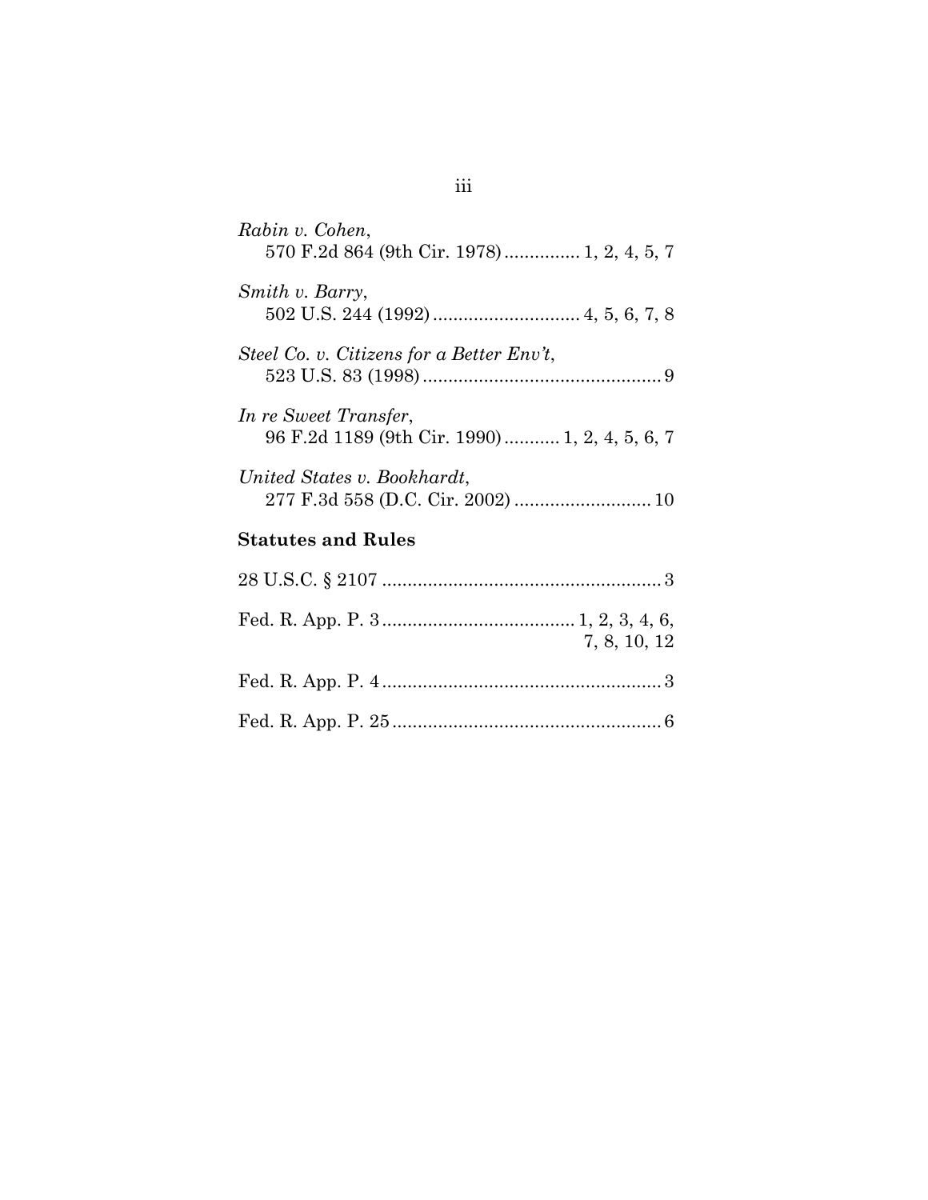*Rabin v. Cohen*,
570 F.2d 864 (9th Cir. 1978) .............. 1, 2, 4, 5, 7

*Smith v. Barry*,
502 U.S. 244 (1992) ............................ 4, 5, 6, 7, 8

*Steel Co. v. Citizens for a Better Env't*,
523 U.S. 83 (1998) ............................................... 9

*In re Sweet Transfer*,
96 F.2d 1189 (9th Cir. 1990) .......... 1, 2, 4, 5, 6, 7

*United States v. Bookhardt*,
277 F.3d 558 (D.C. Cir. 2002) .......................... 10

**Statutes and Rules**

28 U.S.C. § 2107 ...................................................... 3

Fed. R. App. P. 3 ..................................... 1, 2, 3, 4, 6, 7, 8, 10, 12

Fed. R. App. P. 4 ....................................................... 3

Fed. R. App. P. 25 ..................................................... 6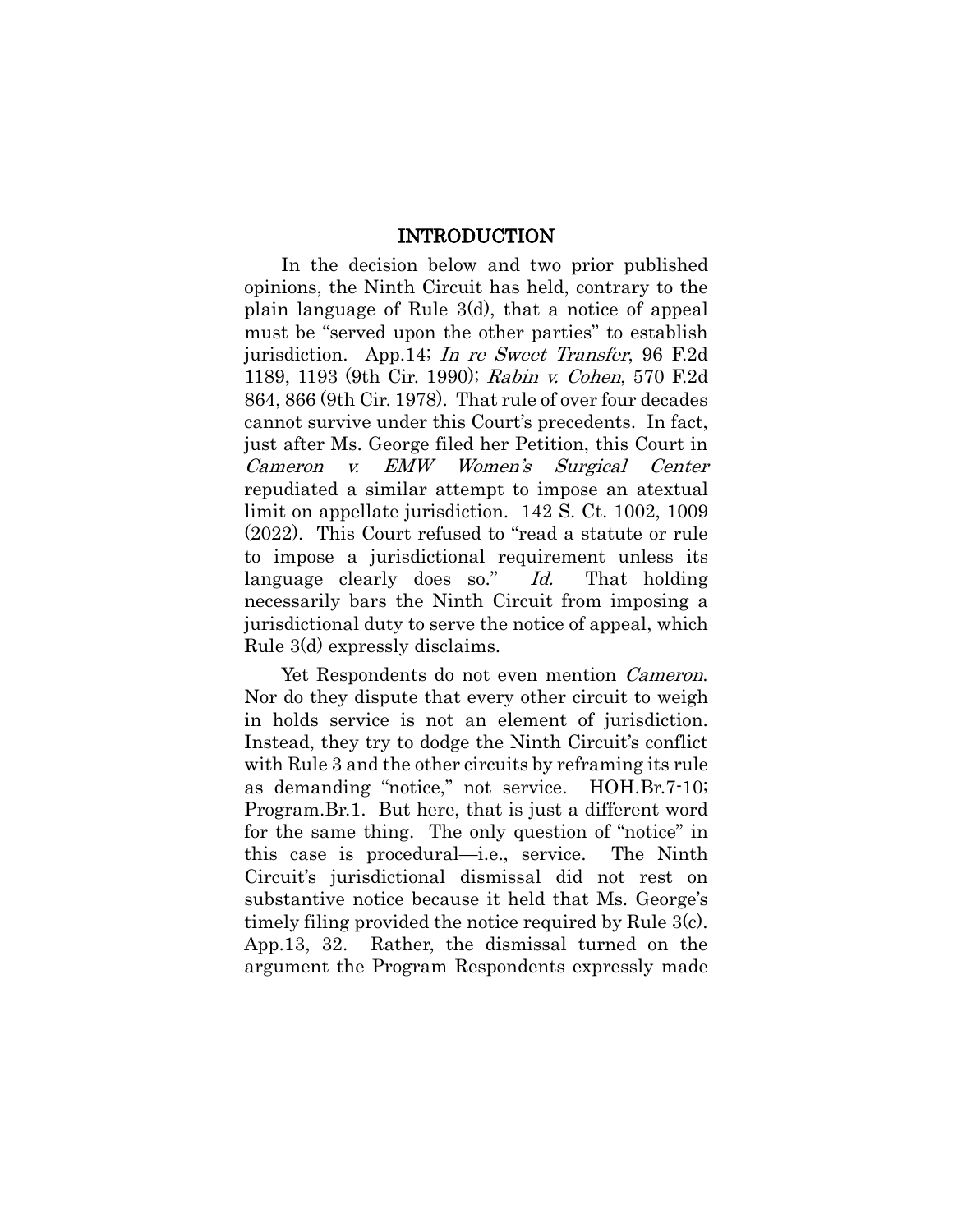## INTRODUCTION

In the decision below and two prior published opinions, the Ninth Circuit has held, contrary to the plain language of Rule 3(d), that a notice of appeal must be "served upon the other parties" to establish jurisdiction. App.14; *In re Sweet Transfer*, 96 F.2d 1189, 1193 (9th Cir. 1990); *Rabin v. Cohen*, 570 F.2d 864, 866 (9th Cir. 1978). That rule of over four decades cannot survive under this Court's precedents. In fact, just after Ms. George filed her Petition, this Court in *Cameron v. EMW Women's Surgical Center* repudiated a similar attempt to impose an atextual limit on appellate jurisdiction. 142 S. Ct. 1002, 1009 (2022). This Court refused to "read a statute or rule to impose a jurisdictional requirement unless its language clearly does so." *Id.* That holding necessarily bars the Ninth Circuit from imposing a jurisdictional duty to serve the notice of appeal, which Rule 3(d) expressly disclaims.

Yet Respondents do not even mention *Cameron*. Nor do they dispute that every other circuit to weigh in holds service is not an element of jurisdiction. Instead, they try to dodge the Ninth Circuit's conflict with Rule 3 and the other circuits by reframing its rule as demanding "notice," not service. HOH.Br.7-10; Program.Br.1. But here, that is just a different word for the same thing. The only question of "notice" in this case is procedural—i.e., service. The Ninth Circuit's jurisdictional dismissal did not rest on substantive notice because it held that Ms. George's timely filing provided the notice required by Rule 3(c). App.13, 32. Rather, the dismissal turned on the argument the Program Respondents expressly made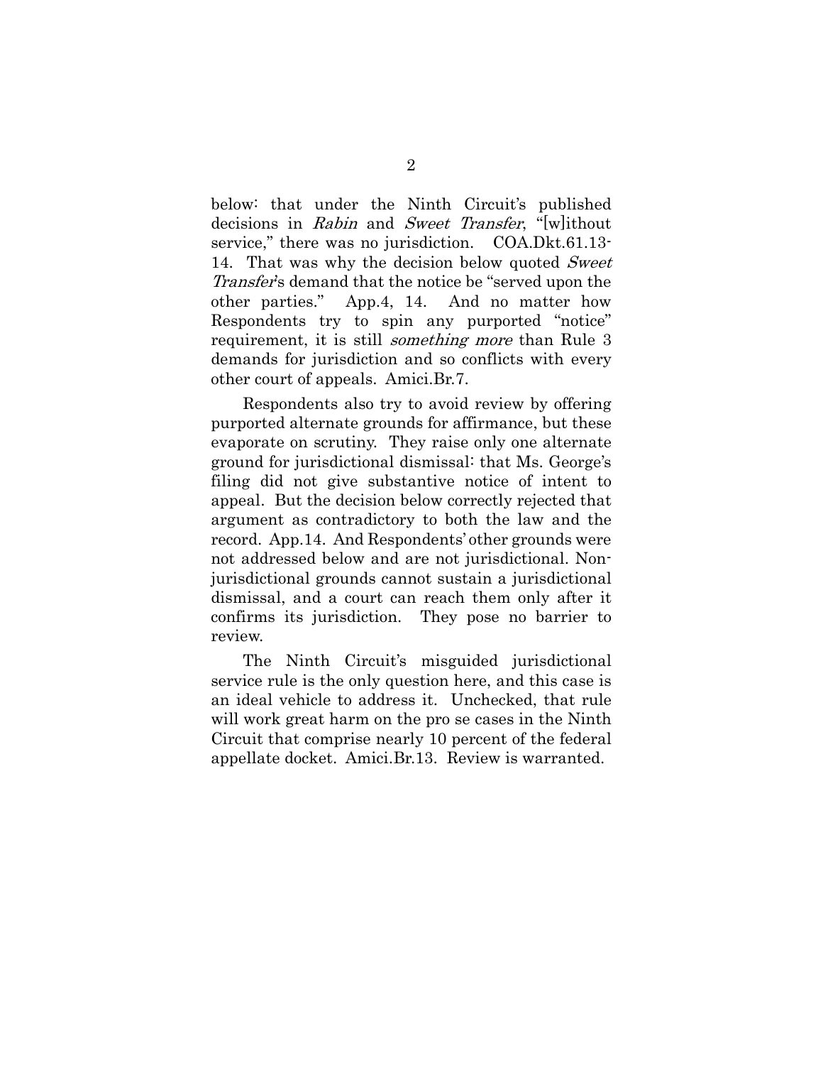below: that under the Ninth Circuit's published decisions in *Rabin* and *Sweet Transfer*, "[w]ithout service," there was no jurisdiction. COA.Dkt.61.13-14. That was why the decision below quoted *Sweet Transfer*'s demand that the notice be "served upon the other parties." App.4, 14. And no matter how Respondents try to spin any purported "notice" requirement, it is still *something more* than Rule 3 demands for jurisdiction and so conflicts with every other court of appeals. Amici.Br.7.

Respondents also try to avoid review by offering purported alternate grounds for affirmance, but these evaporate on scrutiny. They raise only one alternate ground for jurisdictional dismissal: that Ms. George's filing did not give substantive notice of intent to appeal. But the decision below correctly rejected that argument as contradictory to both the law and the record. App.14. And Respondents' other grounds were not addressed below and are not jurisdictional. Non-jurisdictional grounds cannot sustain a jurisdictional dismissal, and a court can reach them only after it confirms its jurisdiction. They pose no barrier to review.

The Ninth Circuit's misguided jurisdictional service rule is the only question here, and this case is an ideal vehicle to address it. Unchecked, that rule will work great harm on the pro se cases in the Ninth Circuit that comprise nearly 10 percent of the federal appellate docket. Amici.Br.13. Review is warranted.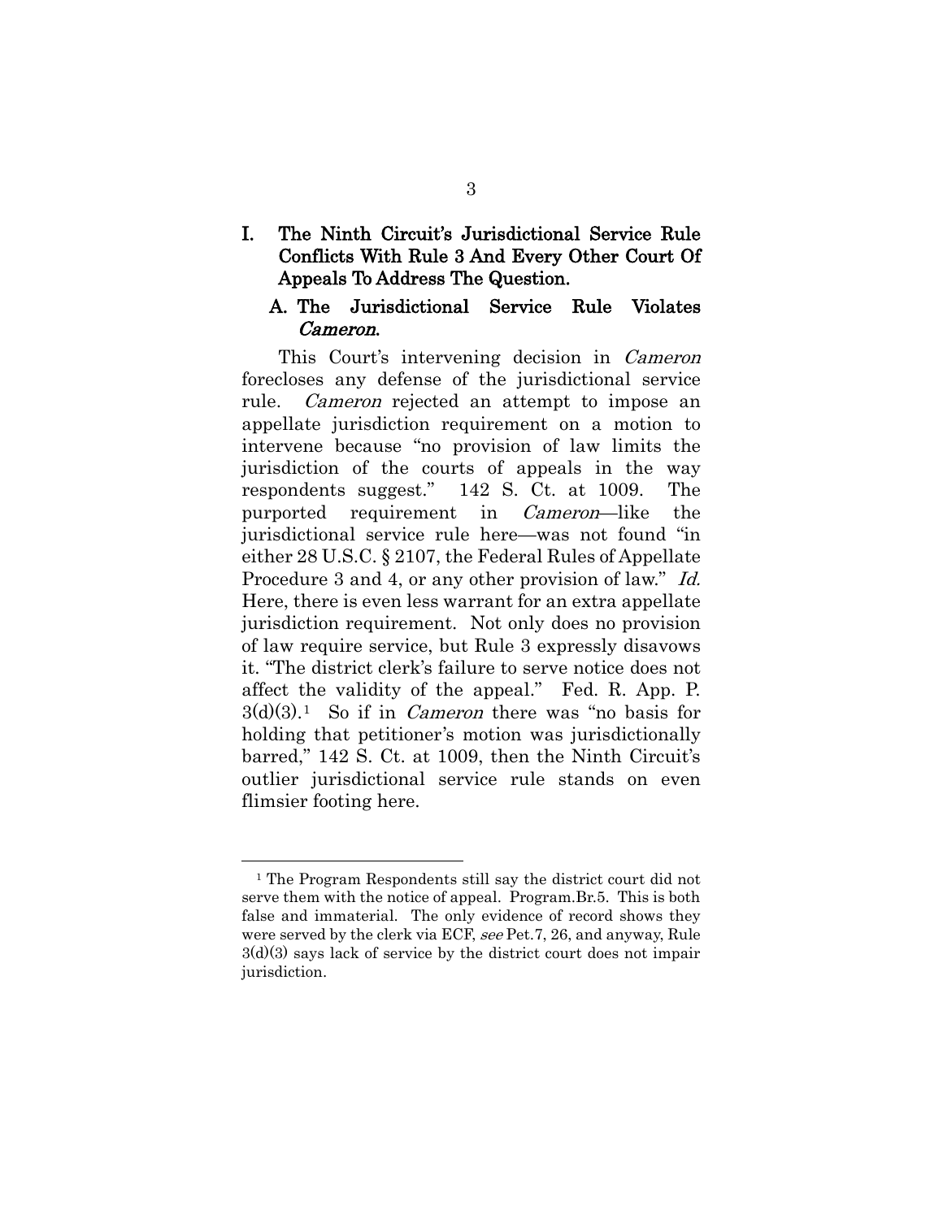# I. The Ninth Circuit's Jurisdictional Service Rule Conflicts With Rule 3 And Every Other Court Of Appeals To Address The Question.

## A. The Jurisdictional Service Rule Violates *Cameron*.

This Court's intervening decision in *Cameron* forecloses any defense of the jurisdictional service rule. *Cameron* rejected an attempt to impose an appellate jurisdiction requirement on a motion to intervene because "no provision of law limits the jurisdiction of the courts of appeals in the way respondents suggest." 142 S. Ct. at 1009. The purported requirement in *Cameron*—like the jurisdictional service rule here—was not found "in either 28 U.S.C. § 2107, the Federal Rules of Appellate Procedure 3 and 4, or any other provision of law." *Id.* Here, there is even less warrant for an extra appellate jurisdiction requirement. Not only does no provision of law require service, but Rule 3 expressly disavows it. "The district clerk's failure to serve notice does not affect the validity of the appeal." Fed. R. App. P. 3(d)(3).[1] So if in *Cameron* there was "no basis for holding that petitioner's motion was jurisdictionally barred," 142 S. Ct. at 1009, then the Ninth Circuit's outlier jurisdictional service rule stands on even flimsier footing here.

---

[1] The Program Respondents still say the district court did not serve them with the notice of appeal. Program.Br.5. This is both false and immaterial. The only evidence of record shows they were served by the clerk via ECF, *see* Pet.7, 26, and anyway, Rule 3(d)(3) says lack of service by the district court does not impair jurisdiction.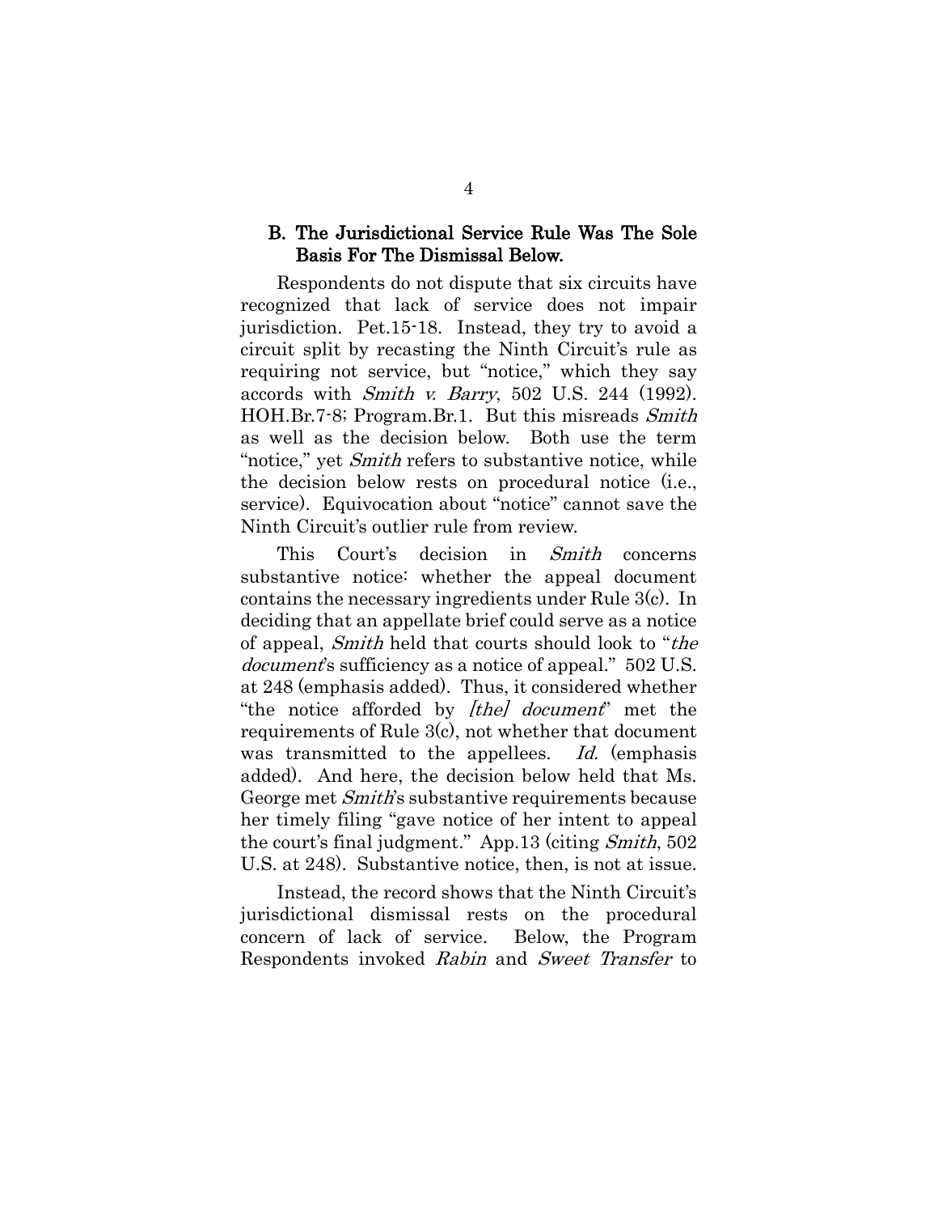### B. The Jurisdictional Service Rule Was The Sole Basis For The Dismissal Below.

Respondents do not dispute that six circuits have recognized that lack of service does not impair jurisdiction. Pet.15-18. Instead, they try to avoid a circuit split by recasting the Ninth Circuit's rule as requiring not service, but "notice," which they say accords with *Smith v. Barry*, 502 U.S. 244 (1992). HOH.Br.7-8; Program.Br.1. But this misreads *Smith* as well as the decision below. Both use the term "notice," yet *Smith* refers to substantive notice, while the decision below rests on procedural notice (i.e., service). Equivocation about "notice" cannot save the Ninth Circuit's outlier rule from review.

This Court's decision in *Smith* concerns substantive notice: whether the appeal document contains the necessary ingredients under Rule 3(c). In deciding that an appellate brief could serve as a notice of appeal, *Smith* held that courts should look to "*the document*'s sufficiency as a notice of appeal." 502 U.S. at 248 (emphasis added). Thus, it considered whether "the notice afforded by *[the] document*" met the requirements of Rule 3(c), not whether that document was transmitted to the appellees. *Id.* (emphasis added). And here, the decision below held that Ms. George met *Smith*'s substantive requirements because her timely filing "gave notice of her intent to appeal the court's final judgment." App.13 (citing *Smith*, 502 U.S. at 248). Substantive notice, then, is not at issue.

Instead, the record shows that the Ninth Circuit's jurisdictional dismissal rests on the procedural concern of lack of service. Below, the Program Respondents invoked *Rabin* and *Sweet Transfer* to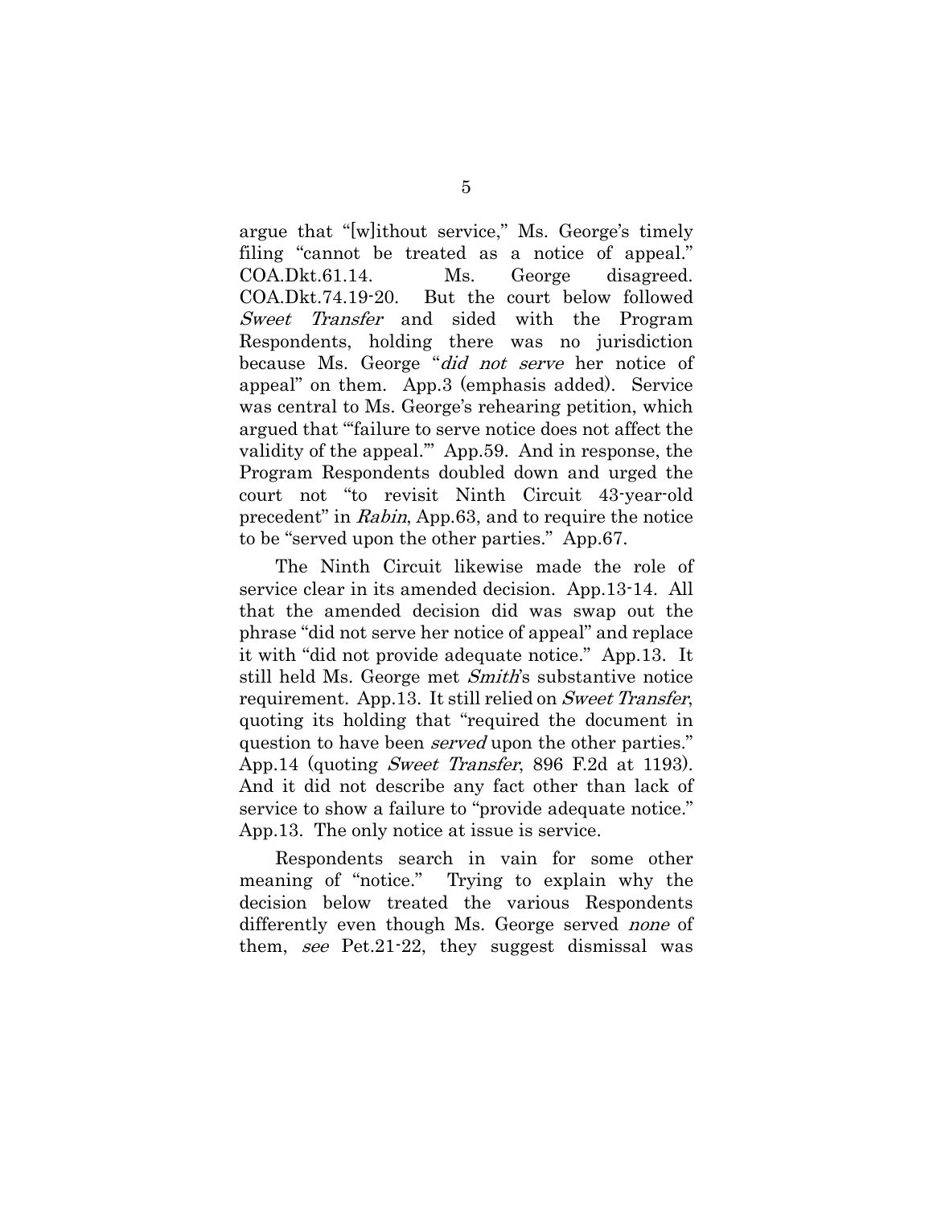argue that "[w]ithout service," Ms. George's timely filing "cannot be treated as a notice of appeal." COA.Dkt.61.14. Ms. George disagreed. COA.Dkt.74.19-20. But the court below followed *Sweet Transfer* and sided with the Program Respondents, holding there was no jurisdiction because Ms. George "*did not serve* her notice of appeal" on them. App.3 (emphasis added). Service was central to Ms. George's rehearing petition, which argued that "'failure to serve notice does not affect the validity of the appeal.'" App.59. And in response, the Program Respondents doubled down and urged the court not "to revisit Ninth Circuit 43-year-old precedent" in *Rabin*, App.63, and to require the notice to be "served upon the other parties." App.67.

The Ninth Circuit likewise made the role of service clear in its amended decision. App.13-14. All that the amended decision did was swap out the phrase "did not serve her notice of appeal" and replace it with "did not provide adequate notice." App.13. It still held Ms. George met *Smith*'s substantive notice requirement. App.13. It still relied on *Sweet Transfer*, quoting its holding that "required the document in question to have been *served* upon the other parties." App.14 (quoting *Sweet Transfer*, 896 F.2d at 1193). And it did not describe any fact other than lack of service to show a failure to "provide adequate notice." App.13. The only notice at issue is service.

Respondents search in vain for some other meaning of "notice." Trying to explain why the decision below treated the various Respondents differently even though Ms. George served *none* of them, *see* Pet.21-22, they suggest dismissal was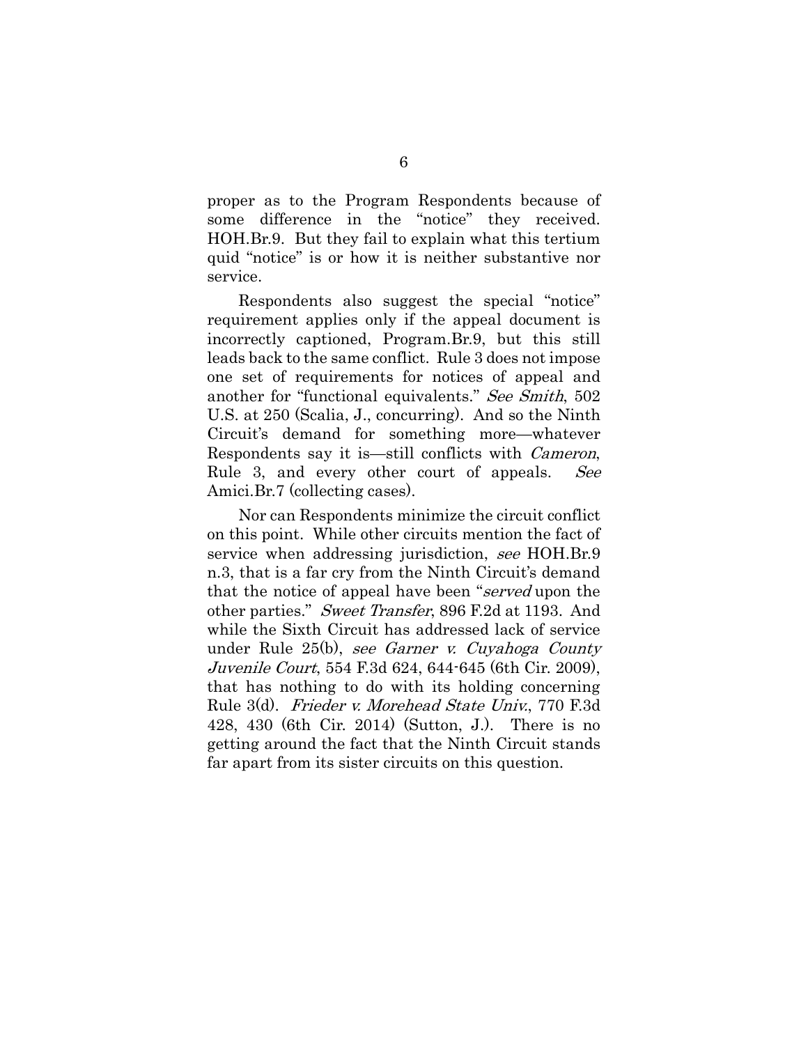proper as to the Program Respondents because of some difference in the "notice" they received. HOH.Br.9. But they fail to explain what this tertium quid "notice" is or how it is neither substantive nor service.

Respondents also suggest the special "notice" requirement applies only if the appeal document is incorrectly captioned, Program.Br.9, but this still leads back to the same conflict. Rule 3 does not impose one set of requirements for notices of appeal and another for "functional equivalents." *See Smith*, 502 U.S. at 250 (Scalia, J., concurring). And so the Ninth Circuit's demand for something more—whatever Respondents say it is—still conflicts with *Cameron*, Rule 3, and every other court of appeals. *See* Amici.Br.7 (collecting cases).

Nor can Respondents minimize the circuit conflict on this point. While other circuits mention the fact of service when addressing jurisdiction, *see* HOH.Br.9 n.3, that is a far cry from the Ninth Circuit's demand that the notice of appeal have been "*served* upon the other parties." *Sweet Transfer*, 896 F.2d at 1193. And while the Sixth Circuit has addressed lack of service under Rule 25(b), *see Garner v. Cuyahoga County Juvenile Court*, 554 F.3d 624, 644-645 (6th Cir. 2009), that has nothing to do with its holding concerning Rule 3(d). *Frieder v. Morehead State Univ.*, 770 F.3d 428, 430 (6th Cir. 2014) (Sutton, J.). There is no getting around the fact that the Ninth Circuit stands far apart from its sister circuits on this question.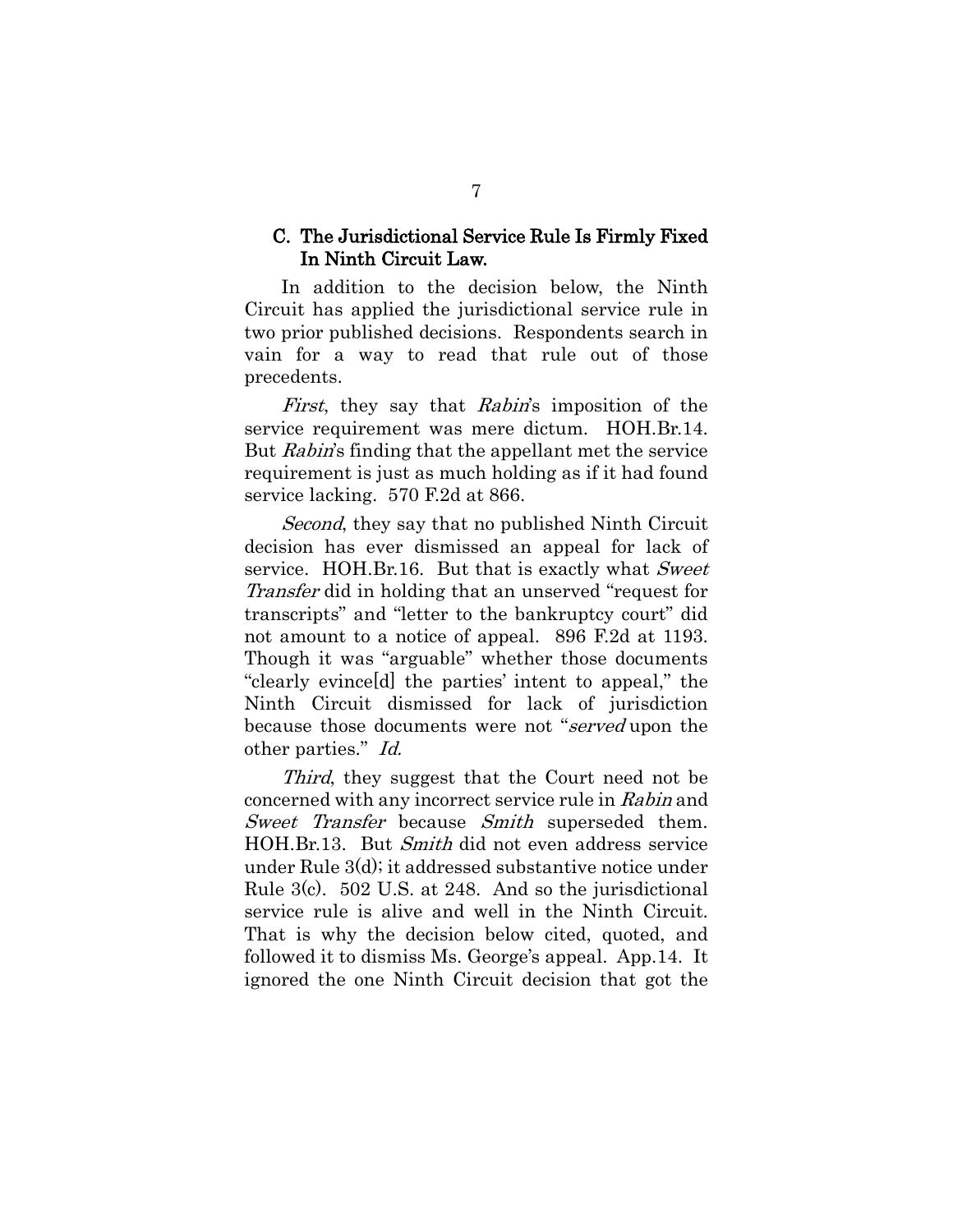### C. The Jurisdictional Service Rule Is Firmly Fixed In Ninth Circuit Law.

In addition to the decision below, the Ninth Circuit has applied the jurisdictional service rule in two prior published decisions. Respondents search in vain for a way to read that rule out of those precedents.

*First*, they say that *Rabin*'s imposition of the service requirement was mere dictum. HOH.Br.14. But *Rabin*'s finding that the appellant met the service requirement is just as much holding as if it had found service lacking. 570 F.2d at 866.

*Second*, they say that no published Ninth Circuit decision has ever dismissed an appeal for lack of service. HOH.Br.16. But that is exactly what *Sweet Transfer* did in holding that an unserved "request for transcripts" and "letter to the bankruptcy court" did not amount to a notice of appeal. 896 F.2d at 1193. Though it was "arguable" whether those documents "clearly evince[d] the parties' intent to appeal," the Ninth Circuit dismissed for lack of jurisdiction because those documents were not "*served* upon the other parties." *Id.*

*Third*, they suggest that the Court need not be concerned with any incorrect service rule in *Rabin* and *Sweet Transfer* because *Smith* superseded them. HOH.Br.13. But *Smith* did not even address service under Rule 3(d); it addressed substantive notice under Rule 3(c). 502 U.S. at 248. And so the jurisdictional service rule is alive and well in the Ninth Circuit. That is why the decision below cited, quoted, and followed it to dismiss Ms. George's appeal. App.14. It ignored the one Ninth Circuit decision that got the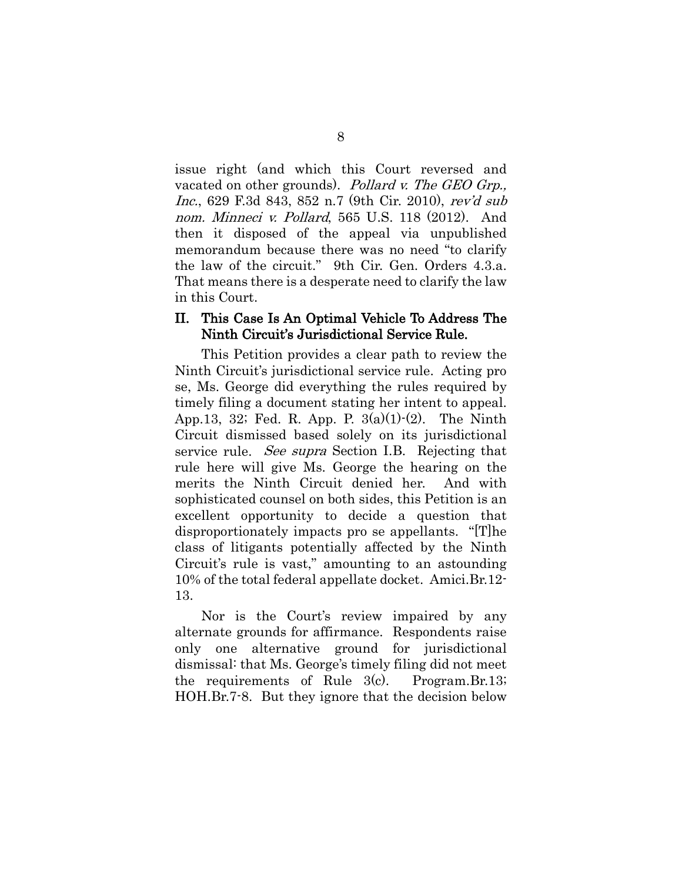issue right (and which this Court reversed and vacated on other grounds). *Pollard v. The GEO Grp., Inc.*, 629 F.3d 843, 852 n.7 (9th Cir. 2010), *rev'd sub nom. Minneci v. Pollard*, 565 U.S. 118 (2012). And then it disposed of the appeal via unpublished memorandum because there was no need "to clarify the law of the circuit." 9th Cir. Gen. Orders 4.3.a. That means there is a desperate need to clarify the law in this Court.

## II. This Case Is An Optimal Vehicle To Address The Ninth Circuit's Jurisdictional Service Rule.

This Petition provides a clear path to review the Ninth Circuit's jurisdictional service rule. Acting pro se, Ms. George did everything the rules required by timely filing a document stating her intent to appeal. App.13, 32; Fed. R. App. P. 3(a)(1)-(2). The Ninth Circuit dismissed based solely on its jurisdictional service rule. *See supra* Section I.B. Rejecting that rule here will give Ms. George the hearing on the merits the Ninth Circuit denied her. And with sophisticated counsel on both sides, this Petition is an excellent opportunity to decide a question that disproportionately impacts pro se appellants. "[T]he class of litigants potentially affected by the Ninth Circuit's rule is vast," amounting to an astounding 10% of the total federal appellate docket. Amici.Br.12-13.

Nor is the Court's review impaired by any alternate grounds for affirmance. Respondents raise only one alternative ground for jurisdictional dismissal: that Ms. George's timely filing did not meet the requirements of Rule 3(c). Program.Br.13; HOH.Br.7-8. But they ignore that the decision below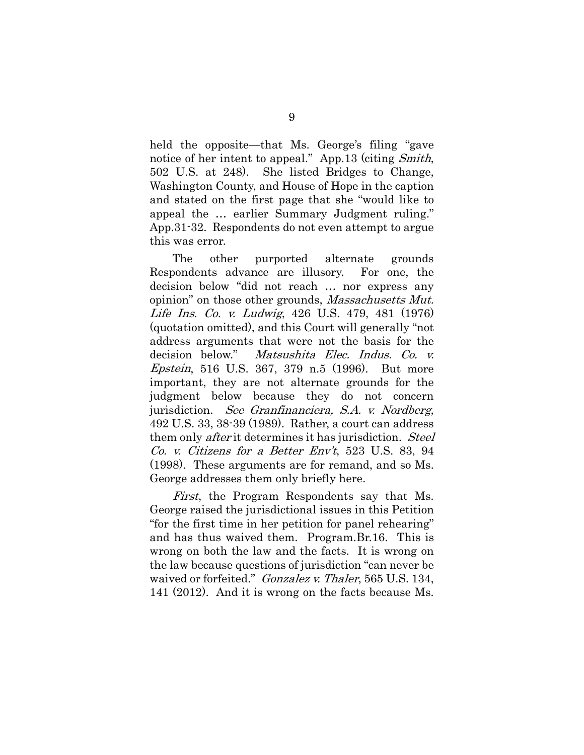held the opposite—that Ms. George's filing "gave notice of her intent to appeal." App.13 (citing *Smith*, 502 U.S. at 248). She listed Bridges to Change, Washington County, and House of Hope in the caption and stated on the first page that she "would like to appeal the … earlier Summary Judgment ruling." App.31-32. Respondents do not even attempt to argue this was error.

The other purported alternate grounds Respondents advance are illusory. For one, the decision below "did not reach … nor express any opinion" on those other grounds, *Massachusetts Mut. Life Ins. Co. v. Ludwig*, 426 U.S. 479, 481 (1976) (quotation omitted), and this Court will generally "not address arguments that were not the basis for the decision below." *Matsushita Elec. Indus. Co. v. Epstein*, 516 U.S. 367, 379 n.5 (1996). But more important, they are not alternate grounds for the judgment below because they do not concern jurisdiction. *See Granfinanciera, S.A. v. Nordberg*, 492 U.S. 33, 38-39 (1989). Rather, a court can address them only *after* it determines it has jurisdiction. *Steel Co. v. Citizens for a Better Env't*, 523 U.S. 83, 94 (1998). These arguments are for remand, and so Ms. George addresses them only briefly here.

*First*, the Program Respondents say that Ms. George raised the jurisdictional issues in this Petition "for the first time in her petition for panel rehearing" and has thus waived them. Program.Br.16. This is wrong on both the law and the facts. It is wrong on the law because questions of jurisdiction "can never be waived or forfeited." *Gonzalez v. Thaler*, 565 U.S. 134, 141 (2012). And it is wrong on the facts because Ms.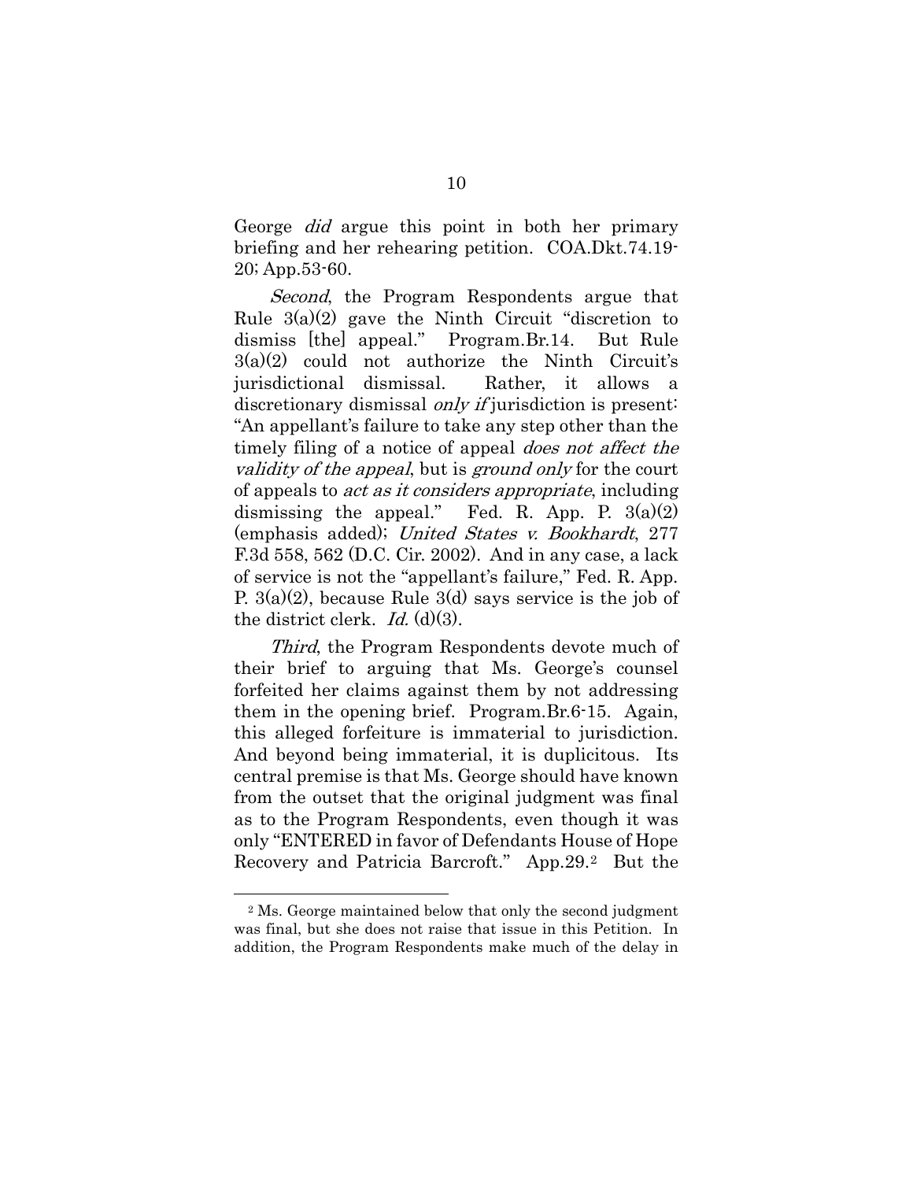George *did* argue this point in both her primary briefing and her rehearing petition. COA.Dkt.74.19-20; App.53-60.

*Second*, the Program Respondents argue that Rule 3(a)(2) gave the Ninth Circuit "discretion to dismiss [the] appeal." Program.Br.14. But Rule 3(a)(2) could not authorize the Ninth Circuit's jurisdictional dismissal. Rather, it allows a discretionary dismissal *only if* jurisdiction is present: "An appellant's failure to take any step other than the timely filing of a notice of appeal *does not affect the validity of the appeal*, but is *ground only* for the court of appeals to *act as it considers appropriate*, including dismissing the appeal." Fed. R. App. P. 3(a)(2) (emphasis added); *United States v. Bookhardt*, 277 F.3d 558, 562 (D.C. Cir. 2002). And in any case, a lack of service is not the "appellant's failure," Fed. R. App. P. 3(a)(2), because Rule 3(d) says service is the job of the district clerk. *Id.* (d)(3).

*Third*, the Program Respondents devote much of their brief to arguing that Ms. George's counsel forfeited her claims against them by not addressing them in the opening brief. Program.Br.6-15. Again, this alleged forfeiture is immaterial to jurisdiction. And beyond being immaterial, it is duplicitous. Its central premise is that Ms. George should have known from the outset that the original judgment was final as to the Program Respondents, even though it was only "ENTERED in favor of Defendants House of Hope Recovery and Patricia Barcroft." App.29.[2] But the

[2] Ms. George maintained below that only the second judgment was final, but she does not raise that issue in this Petition. In addition, the Program Respondents make much of the delay in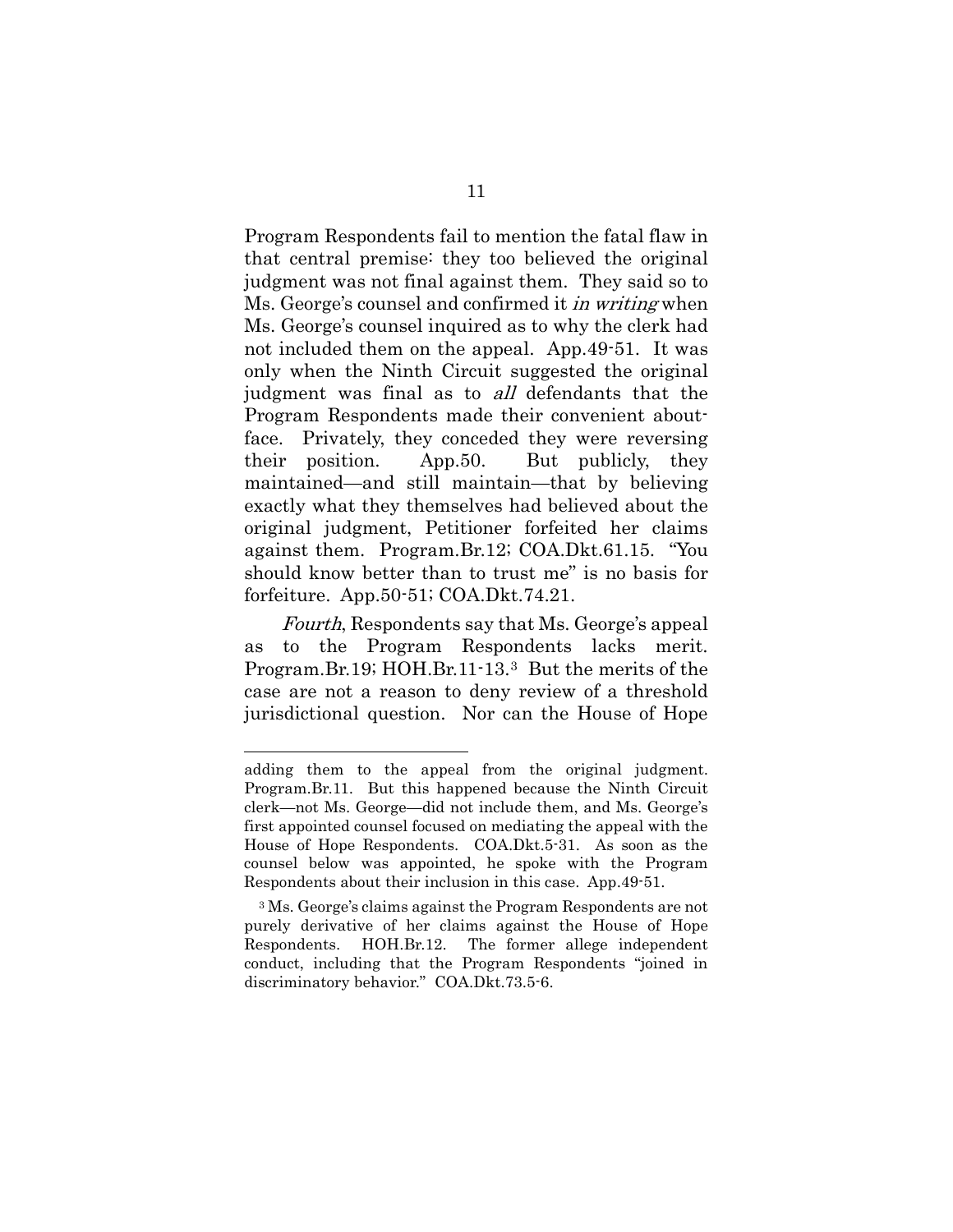Program Respondents fail to mention the fatal flaw in that central premise: they too believed the original judgment was not final against them. They said so to Ms. George's counsel and confirmed it *in writing* when Ms. George's counsel inquired as to why the clerk had not included them on the appeal. App.49-51. It was only when the Ninth Circuit suggested the original judgment was final as to *all* defendants that the Program Respondents made their convenient about-face. Privately, they conceded they were reversing their position. App.50. But publicly, they maintained—and still maintain—that by believing exactly what they themselves had believed about the original judgment, Petitioner forfeited her claims against them. Program.Br.12; COA.Dkt.61.15. "You should know better than to trust me" is no basis for forfeiture. App.50-51; COA.Dkt.74.21.

*Fourth*, Respondents say that Ms. George's appeal as to the Program Respondents lacks merit. Program.Br.19; HOH.Br.11-13.[3] But the merits of the case are not a reason to deny review of a threshold jurisdictional question. Nor can the House of Hope

---

adding them to the appeal from the original judgment. Program.Br.11. But this happened because the Ninth Circuit clerk—not Ms. George—did not include them, and Ms. George's first appointed counsel focused on mediating the appeal with the House of Hope Respondents. COA.Dkt.5-31. As soon as the counsel below was appointed, he spoke with the Program Respondents about their inclusion in this case. App.49-51.

[3] Ms. George's claims against the Program Respondents are not purely derivative of her claims against the House of Hope Respondents. HOH.Br.12. The former allege independent conduct, including that the Program Respondents "joined in discriminatory behavior." COA.Dkt.73.5-6.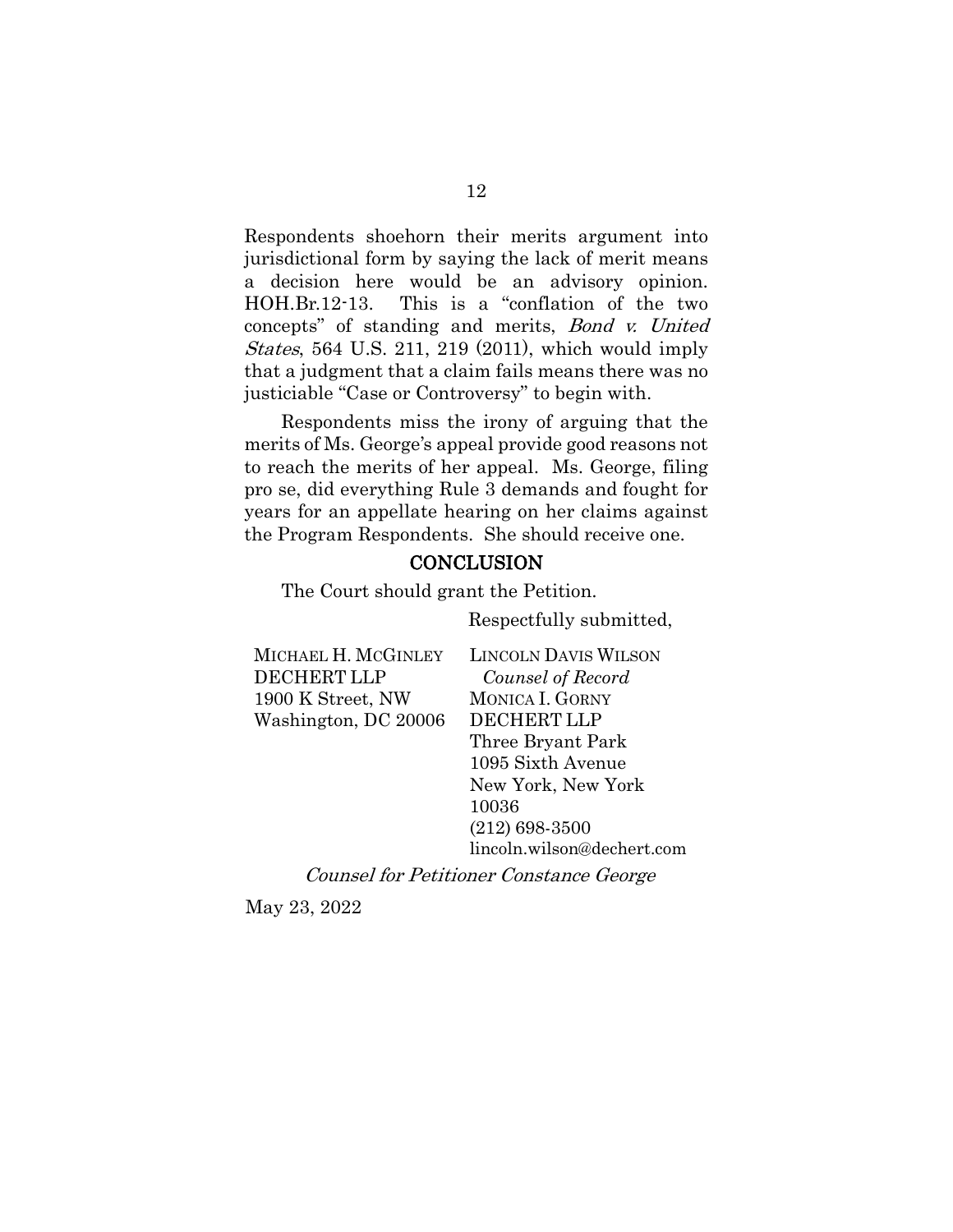Respondents shoehorn their merits argument into jurisdictional form by saying the lack of merit means a decision here would be an advisory opinion. HOH.Br.12-13. This is a "conflation of the two concepts" of standing and merits, *Bond v. United States*, 564 U.S. 211, 219 (2011), which would imply that a judgment that a claim fails means there was no justiciable "Case or Controversy" to begin with.

Respondents miss the irony of arguing that the merits of Ms. George's appeal provide good reasons not to reach the merits of her appeal. Ms. George, filing pro se, did everything Rule 3 demands and fought for years for an appellate hearing on her claims against the Program Respondents. She should receive one.

## CONCLUSION

The Court should grant the Petition.

Respectfully submitted,

MICHAEL H. MCGINLEY
DECHERT LLP
1900 K Street, NW
Washington, DC 20006

LINCOLN DAVIS WILSON
*Counsel of Record*
MONICA I. GORNY
DECHERT LLP
Three Bryant Park
1095 Sixth Avenue
New York, New York
10036
(212) 698-3500
lincoln.wilson@dechert.com

*Counsel for Petitioner Constance George*

May 23, 2022